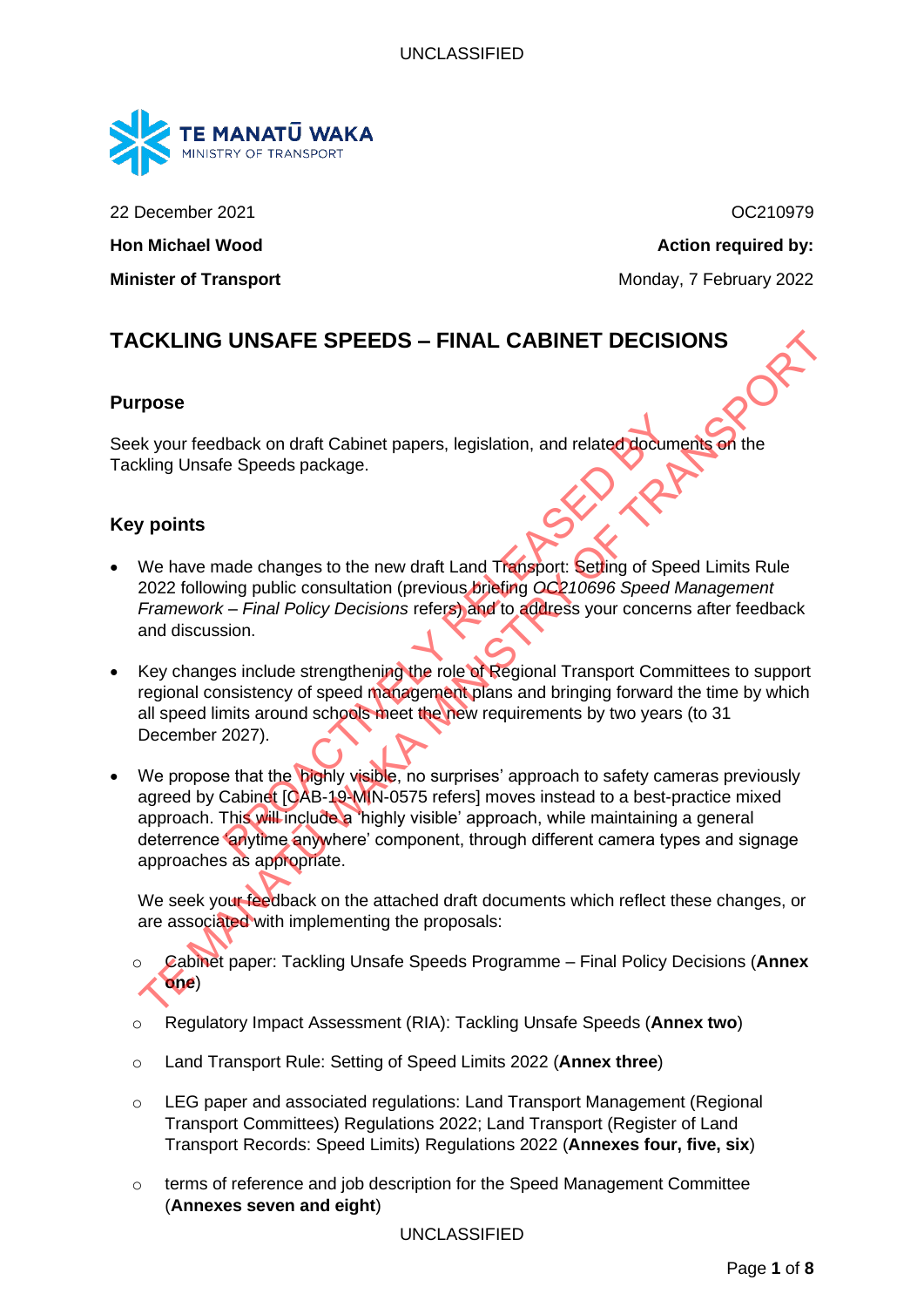22 December 2021 OC210979

**Hon Michael Wood** **Action required by:**

**Minister of Transport** Monday, 7 February 2022

## TACKLING UNSAFE SPEEDS – FINAL CABINET DECISIONS

### Purpose

Seek your feedback on draft Cabinet papers, legislation, and related documents on the Tackling Unsafe Speeds package.

### Key points

- We have made changes to the new draft Land Transport: Setting of Speed Limits Rule 2022 following public consultation (previous briefing *OC210696 Speed Management Framework – Final Policy Decisions* refers) and to address your concerns after feedback and discussion.

- Key changes include strengthening the role of Regional Transport Committees to support regional consistency of speed management plans and bringing forward the time by which all speed limits around schools meet the new requirements by two years (to 31 December 2027).

- We propose that the 'highly visible, no surprises' approach to safety cameras previously agreed by Cabinet [CAB-19-MIN-0575 refers] moves instead to a best-practice mixed approach. This will include a 'highly visible' approach, while maintaining a general deterrence 'anytime anywhere' component, through different camera types and signage approaches as appropriate.

  We seek your feedback on the attached draft documents which reflect these changes, or are associated with implementing the proposals:

  - Cabinet paper: Tackling Unsafe Speeds Programme – Final Policy Decisions (**Annex one**)
  - Regulatory Impact Assessment (RIA): Tackling Unsafe Speeds (**Annex two**)
  - Land Transport Rule: Setting of Speed Limits 2022 (**Annex three**)
  - LEG paper and associated regulations: Land Transport Management (Regional Transport Committees) Regulations 2022; Land Transport (Register of Land Transport Records: Speed Limits) Regulations 2022 (**Annexes four, five, six**)
  - terms of reference and job description for the Speed Management Committee (**Annexes seven and eight**)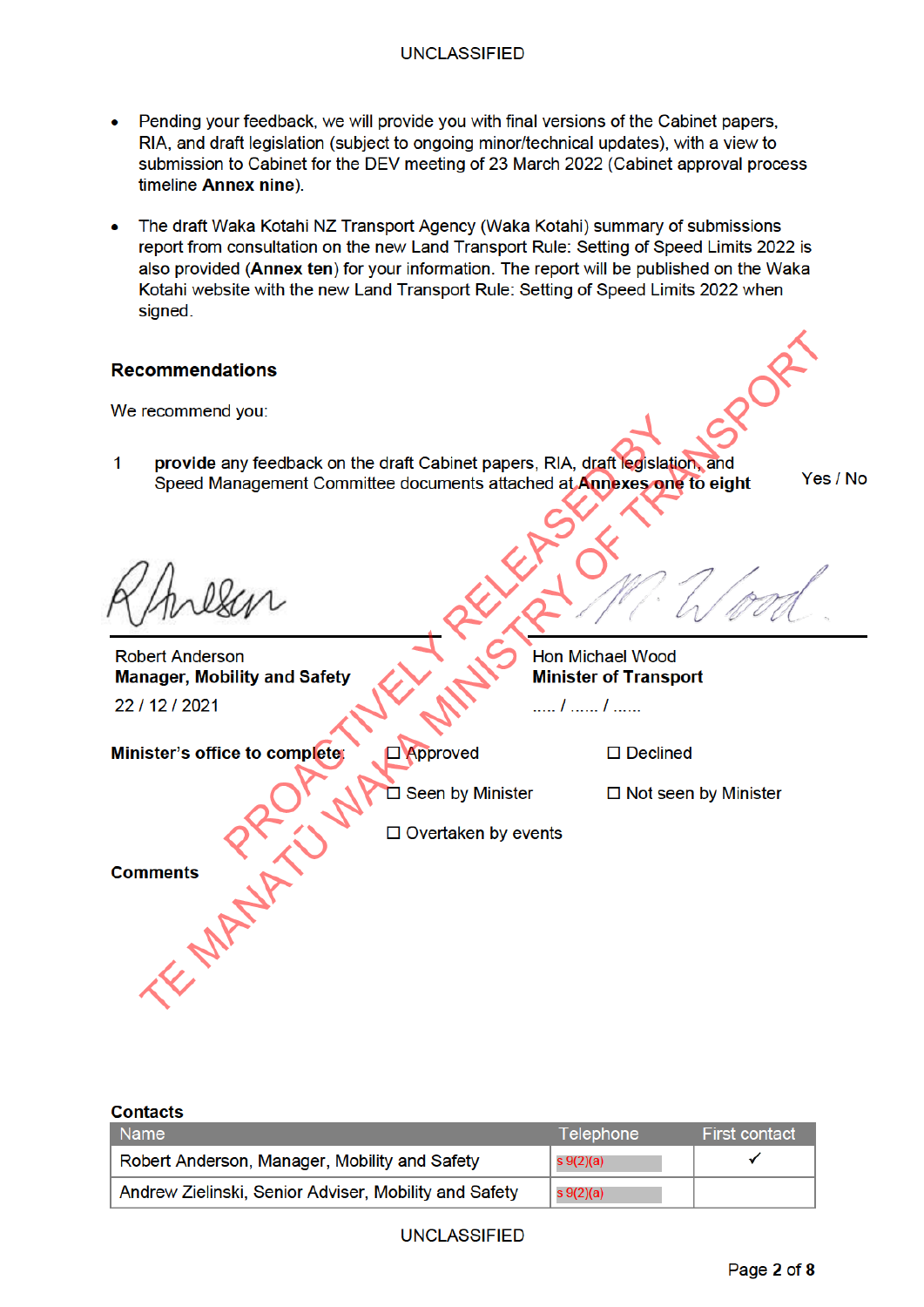- Pending your feedback, we will provide you with final versions of the Cabinet papers, RIA, and draft legislation (subject to ongoing minor/technical updates), with a view to submission to Cabinet for the DEV meeting of 23 March 2022 (Cabinet approval process timeline **Annex nine**).

- The draft Waka Kotahi NZ Transport Agency (Waka Kotahi) summary of submissions report from consultation on the new Land Transport Rule: Setting of Speed Limits 2022 is also provided (**Annex ten**) for your information. The report will be published on the Waka Kotahi website with the new Land Transport Rule: Setting of Speed Limits 2022 when signed.

## Recommendations

We recommend you:

| | | |
|---|---|---|
| 1 | **provide** any feedback on the draft Cabinet papers, RIA, draft legislation, and Speed Management Committee documents attached at **Annexes one to eight** | Yes / No |

PROACTIVELY RELEASED BY TE MANATŪ WAKA MINISTRY OF TRANSPORT

| | |
|---|---|
| Robert Anderson | Hon Michael Wood |
| **Manager, Mobility and Safety** | **Minister of Transport** |
| 22 / 12 / 2021 | ..... / ...... / ...... |

**Minister's office to complete:** ☐ Approved ☐ Declined

☐ Seen by Minister ☐ Not seen by Minister

☐ Overtaken by events

**Comments**

**Contacts**

| Name | Telephone | First contact |
|---|---|---|
| Robert Anderson, Manager, Mobility and Safety | s 9(2)(a) | ✓ |
| Andrew Zielinski, Senior Adviser, Mobility and Safety | s 9(2)(a) | |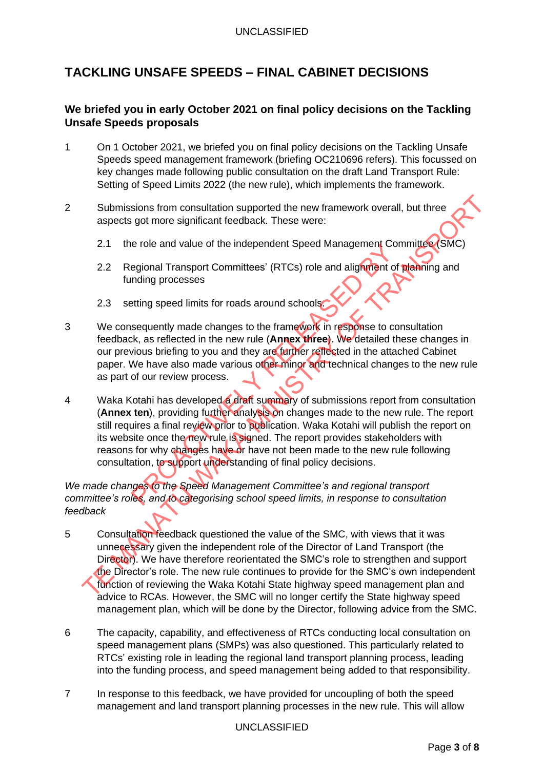# TACKLING UNSAFE SPEEDS – FINAL CABINET DECISIONS

## We briefed you in early October 2021 on final policy decisions on the Tackling Unsafe Speeds proposals

1 On 1 October 2021, we briefed you on final policy decisions on the Tackling Unsafe Speeds speed management framework (briefing OC210696 refers). This focussed on key changes made following public consultation on the draft Land Transport Rule: Setting of Speed Limits 2022 (the new rule), which implements the framework.

2 Submissions from consultation supported the new framework overall, but three aspects got more significant feedback. These were:

2.1 the role and value of the independent Speed Management Committee (SMC)

2.2 Regional Transport Committees' (RTCs) role and alignment of planning and funding processes

2.3 setting speed limits for roads around schools.

3 We consequently made changes to the framework in response to consultation feedback, as reflected in the new rule (**Annex three**). We detailed these changes in our previous briefing to you and they are further reflected in the attached Cabinet paper. We have also made various other minor and technical changes to the new rule as part of our review process.

4 Waka Kotahi has developed a draft summary of submissions report from consultation (**Annex ten**), providing further analysis on changes made to the new rule. The report still requires a final review prior to publication. Waka Kotahi will publish the report on its website once the new rule is signed. The report provides stakeholders with reasons for why changes have or have not been made to the new rule following consultation, to support understanding of final policy decisions.

*We made changes to the Speed Management Committee's and regional transport committee's roles, and to categorising school speed limits, in response to consultation feedback*

5 Consultation feedback questioned the value of the SMC, with views that it was unnecessary given the independent role of the Director of Land Transport (the Director). We have therefore reorientated the SMC's role to strengthen and support the Director's role. The new rule continues to provide for the SMC's own independent function of reviewing the Waka Kotahi State highway speed management plan and advice to RCAs. However, the SMC will no longer certify the State highway speed management plan, which will be done by the Director, following advice from the SMC.

6 The capacity, capability, and effectiveness of RTCs conducting local consultation on speed management plans (SMPs) was also questioned. This particularly related to RTCs' existing role in leading the regional land transport planning process, leading into the funding process, and speed management being added to that responsibility.

7 In response to this feedback, we have provided for uncoupling of both the speed management and land transport planning processes in the new rule. This will allow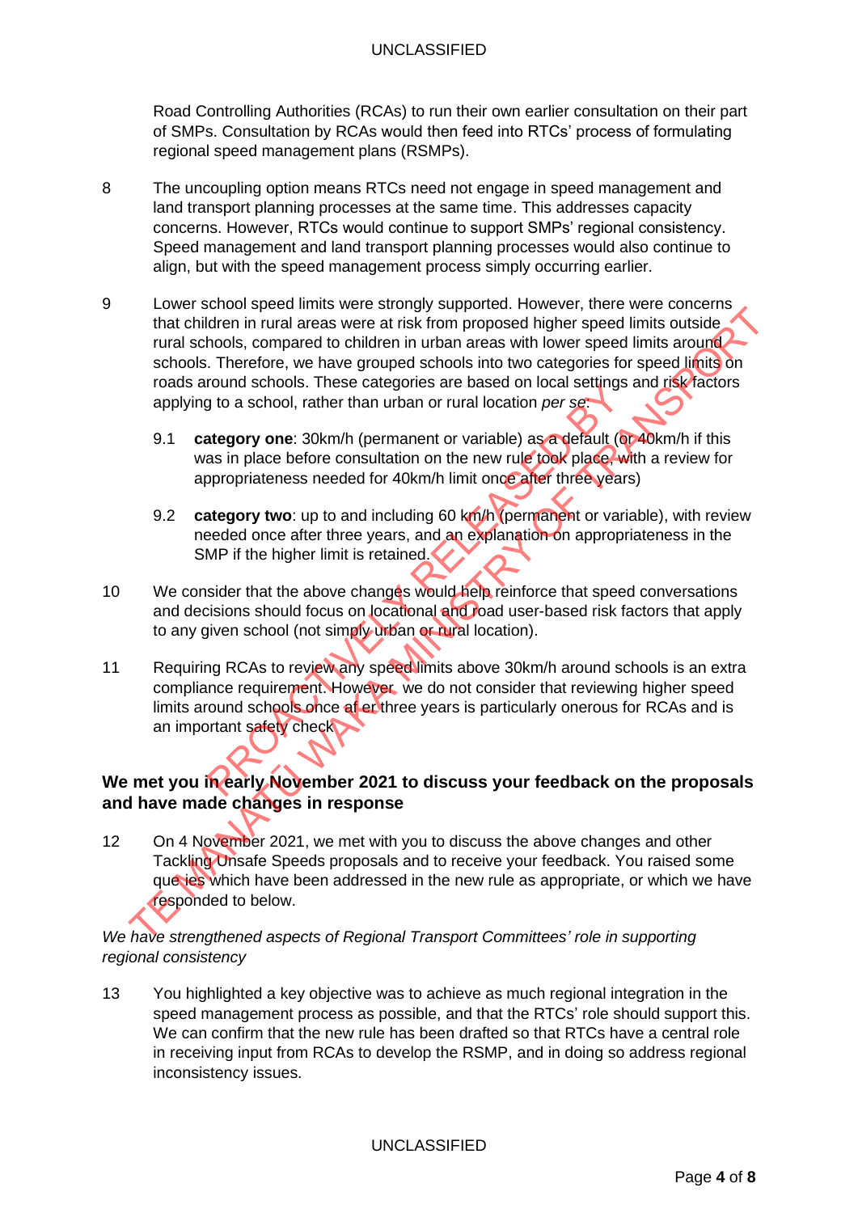Road Controlling Authorities (RCAs) to run their own earlier consultation on their part of SMPs. Consultation by RCAs would then feed into RTCs' process of formulating regional speed management plans (RSMPs).

8 The uncoupling option means RTCs need not engage in speed management and land transport planning processes at the same time. This addresses capacity concerns. However, RTCs would continue to support SMPs' regional consistency. Speed management and land transport planning processes would also continue to align, but with the speed management process simply occurring earlier.

9 Lower school speed limits were strongly supported. However, there were concerns that children in rural areas were at risk from proposed higher speed limits outside rural schools, compared to children in urban areas with lower speed limits around schools. Therefore, we have grouped schools into two categories for speed limits on roads around schools. These categories are based on local settings and risk factors applying to a school, rather than urban or rural location *per se*:

 9.1 **category one**: 30km/h (permanent or variable) as a default (or 40km/h if this was in place before consultation on the new rule took place, with a review for appropriateness needed for 40km/h limit once after three years)

 9.2 **category two**: up to and including 60 km/h (permanent or variable), with review needed once after three years, and an explanation on appropriateness in the SMP if the higher limit is retained.

10 We consider that the above changes would help reinforce that speed conversations and decisions should focus on locational and road user-based risk factors that apply to any given school (not simply urban or rural location).

11 Requiring RCAs to review any speed limits above 30km/h around schools is an extra compliance requirement. However, we do not consider that reviewing higher speed limits around schools once after three years is particularly onerous for RCAs and is an important safety check.

## We met you in early November 2021 to discuss your feedback on the proposals and have made changes in response

12 On 4 November 2021, we met with you to discuss the above changes and other Tackling Unsafe Speeds proposals and to receive your feedback. You raised some queries which have been addressed in the new rule as appropriate, or which we have responded to below.

*We have strengthened aspects of Regional Transport Committees' role in supporting regional consistency*

13 You highlighted a key objective was to achieve as much regional integration in the speed management process as possible, and that the RTCs' role should support this. We can confirm that the new rule has been drafted so that RTCs have a central role in receiving input from RCAs to develop the RSMP, and in doing so address regional inconsistency issues.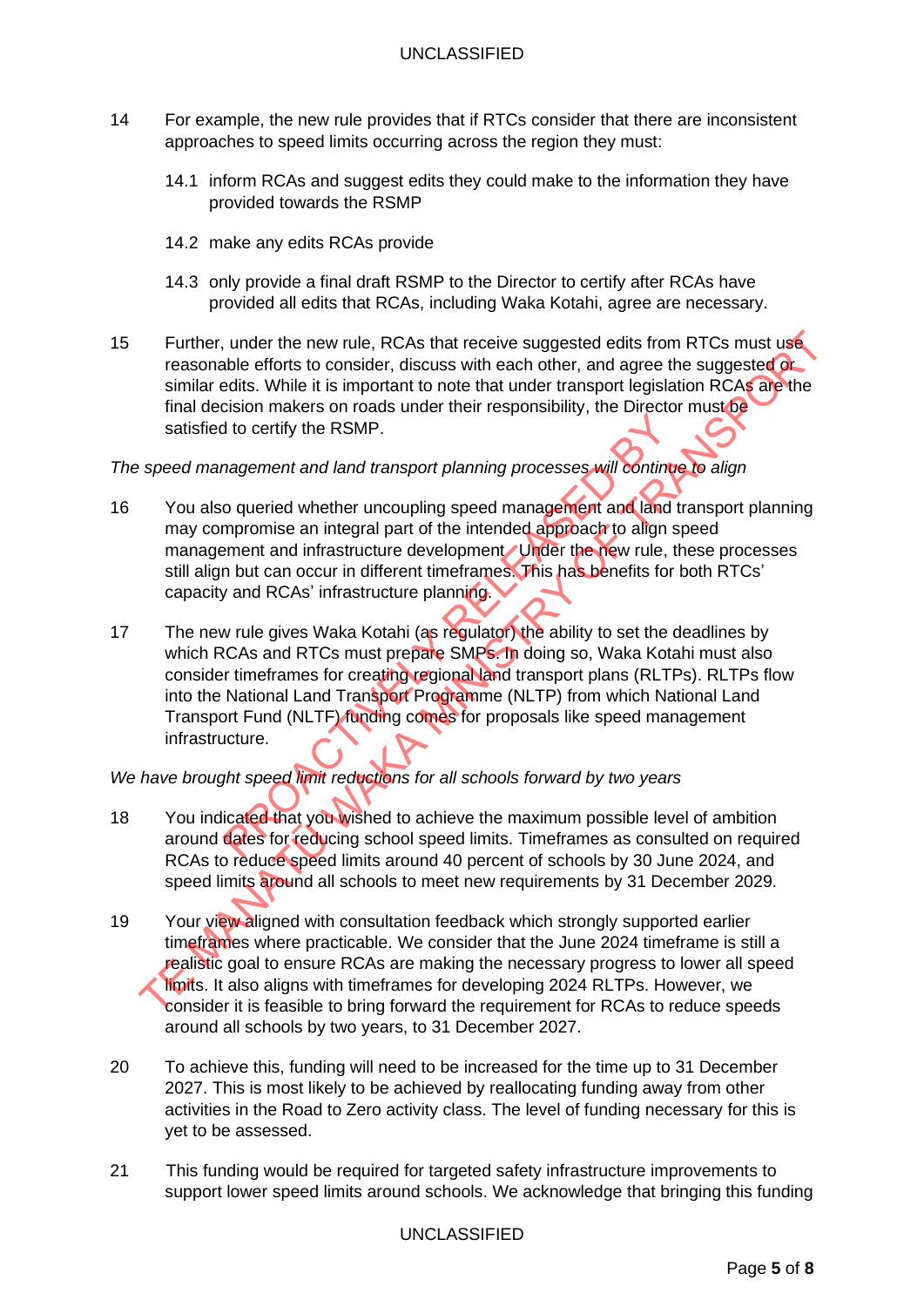14 For example, the new rule provides that if RTCs consider that there are inconsistent approaches to speed limits occurring across the region they must:

14.1 inform RCAs and suggest edits they could make to the information they have provided towards the RSMP

14.2 make any edits RCAs provide

14.3 only provide a final draft RSMP to the Director to certify after RCAs have provided all edits that RCAs, including Waka Kotahi, agree are necessary.

15 Further, under the new rule, RCAs that receive suggested edits from RTCs must use reasonable efforts to consider, discuss with each other, and agree the suggested or similar edits. While it is important to note that under transport legislation RCAs are the final decision makers on roads under their responsibility, the Director must be satisfied to certify the RSMP.

*The speed management and land transport planning processes will continue to align*

16 You also queried whether uncoupling speed management and land transport planning may compromise an integral part of the intended approach to align speed management and infrastructure development. Under the new rule, these processes still align but can occur in different timeframes. This has benefits for both RTCs' capacity and RCAs' infrastructure planning.

17 The new rule gives Waka Kotahi (as regulator) the ability to set the deadlines by which RCAs and RTCs must prepare SMPs. In doing so, Waka Kotahi must also consider timeframes for creating regional land transport plans (RLTPs). RLTPs flow into the National Land Transport Programme (NLTP) from which National Land Transport Fund (NLTF) funding comes for proposals like speed management infrastructure.

*We have brought speed limit reductions for all schools forward by two years*

18 You indicated that you wished to achieve the maximum possible level of ambition around dates for reducing school speed limits. Timeframes as consulted on required RCAs to reduce speed limits around 40 percent of schools by 30 June 2024, and speed limits around all schools to meet new requirements by 31 December 2029.

19 Your view aligned with consultation feedback which strongly supported earlier timeframes where practicable. We consider that the June 2024 timeframe is still a realistic goal to ensure RCAs are making the necessary progress to lower all speed limits. It also aligns with timeframes for developing 2024 RLTPs. However, we consider it is feasible to bring forward the requirement for RCAs to reduce speeds around all schools by two years, to 31 December 2027.

20 To achieve this, funding will need to be increased for the time up to 31 December 2027. This is most likely to be achieved by reallocating funding away from other activities in the Road to Zero activity class. The level of funding necessary for this is yet to be assessed.

21 This funding would be required for targeted safety infrastructure improvements to support lower speed limits around schools. We acknowledge that bringing this funding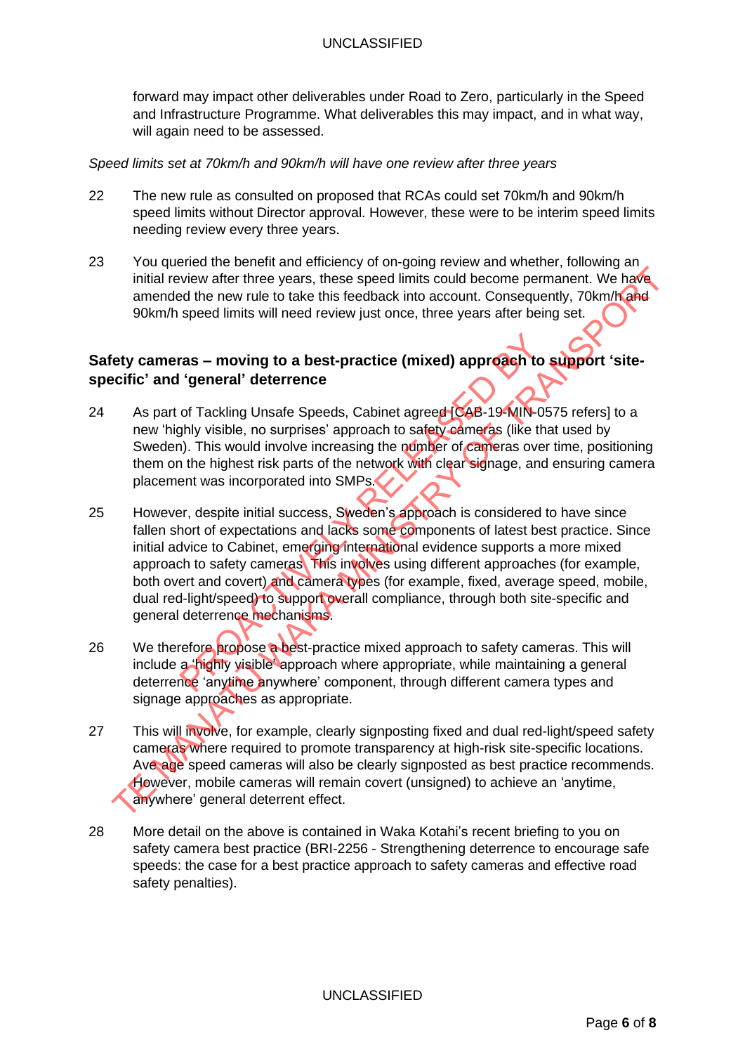forward may impact other deliverables under Road to Zero, particularly in the Speed and Infrastructure Programme. What deliverables this may impact, and in what way, will again need to be assessed.

*Speed limits set at 70km/h and 90km/h will have one review after three years*

22 The new rule as consulted on proposed that RCAs could set 70km/h and 90km/h speed limits without Director approval. However, these were to be interim speed limits needing review every three years.

23 You queried the benefit and efficiency of on-going review and whether, following an initial review after three years, these speed limits could become permanent. We have amended the new rule to take this feedback into account. Consequently, 70km/h and 90km/h speed limits will need review just once, three years after being set.

### Safety cameras – moving to a best-practice (mixed) approach to support 'site-specific' and 'general' deterrence

24 As part of Tackling Unsafe Speeds, Cabinet agreed [CAB-19-MIN-0575 refers] to a new 'highly visible, no surprises' approach to safety cameras (like that used by Sweden). This would involve increasing the number of cameras over time, positioning them on the highest risk parts of the network with clear signage, and ensuring camera placement was incorporated into SMPs.

25 However, despite initial success, Sweden's approach is considered to have since fallen short of expectations and lacks some components of latest best practice. Since initial advice to Cabinet, emerging international evidence supports a more mixed approach to safety cameras. This involves using different approaches (for example, both overt and covert) and camera types (for example, fixed, average speed, mobile, dual red-light/speed) to support overall compliance, through both site-specific and general deterrence mechanisms.

26 We therefore propose a best-practice mixed approach to safety cameras. This will include a 'highly visible' approach where appropriate, while maintaining a general deterrence 'anytime anywhere' component, through different camera types and signage approaches as appropriate.

27 This will involve, for example, clearly signposting fixed and dual red-light/speed safety cameras where required to promote transparency at high-risk site-specific locations. Average speed cameras will also be clearly signposted as best practice recommends. However, mobile cameras will remain covert (unsigned) to achieve an 'anytime, anywhere' general deterrent effect.

28 More detail on the above is contained in Waka Kotahi's recent briefing to you on safety camera best practice (BRI-2256 - Strengthening deterrence to encourage safe speeds: the case for a best practice approach to safety cameras and effective road safety penalties).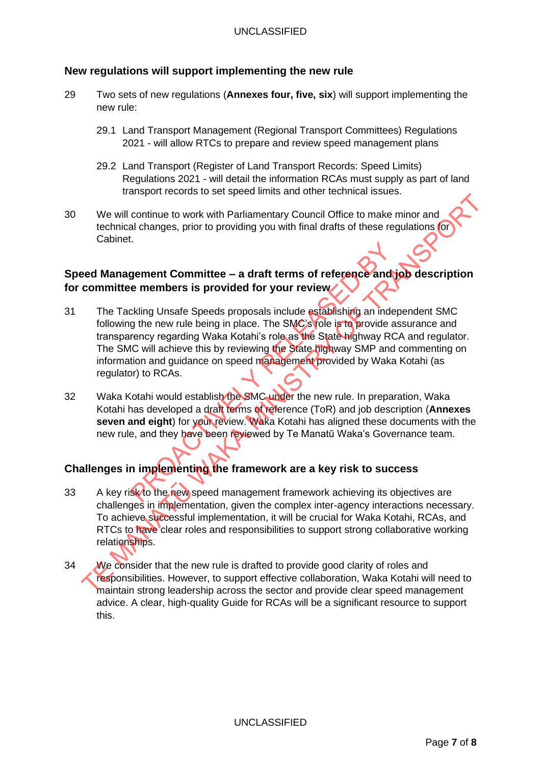## New regulations will support implementing the new rule

29 Two sets of new regulations (**Annexes four, five, six**) will support implementing the new rule:

29.1 Land Transport Management (Regional Transport Committees) Regulations 2021 - will allow RTCs to prepare and review speed management plans

29.2 Land Transport (Register of Land Transport Records: Speed Limits) Regulations 2021 - will detail the information RCAs must supply as part of land transport records to set speed limits and other technical issues.

30 We will continue to work with Parliamentary Council Office to make minor and technical changes, prior to providing you with final drafts of these regulations for Cabinet.

## Speed Management Committee – a draft terms of reference and job description for committee members is provided for your review

31 The Tackling Unsafe Speeds proposals include establishing an independent SMC following the new rule being in place. The SMC's role is to provide assurance and transparency regarding Waka Kotahi's role as the State highway RCA and regulator. The SMC will achieve this by reviewing the State highway SMP and commenting on information and guidance on speed management provided by Waka Kotahi (as regulator) to RCAs.

32 Waka Kotahi would establish the SMC under the new rule. In preparation, Waka Kotahi has developed a draft terms of reference (ToR) and job description (**Annexes seven and eight**) for your review. Waka Kotahi has aligned these documents with the new rule, and they have been reviewed by Te Manatū Waka's Governance team.

## Challenges in implementing the framework are a key risk to success

33 A key risk to the new speed management framework achieving its objectives are challenges in implementation, given the complex inter-agency interactions necessary. To achieve successful implementation, it will be crucial for Waka Kotahi, RCAs, and RTCs to have clear roles and responsibilities to support strong collaborative working relationships.

34 We consider that the new rule is drafted to provide good clarity of roles and responsibilities. However, to support effective collaboration, Waka Kotahi will need to maintain strong leadership across the sector and provide clear speed management advice. A clear, high-quality Guide for RCAs will be a significant resource to support this.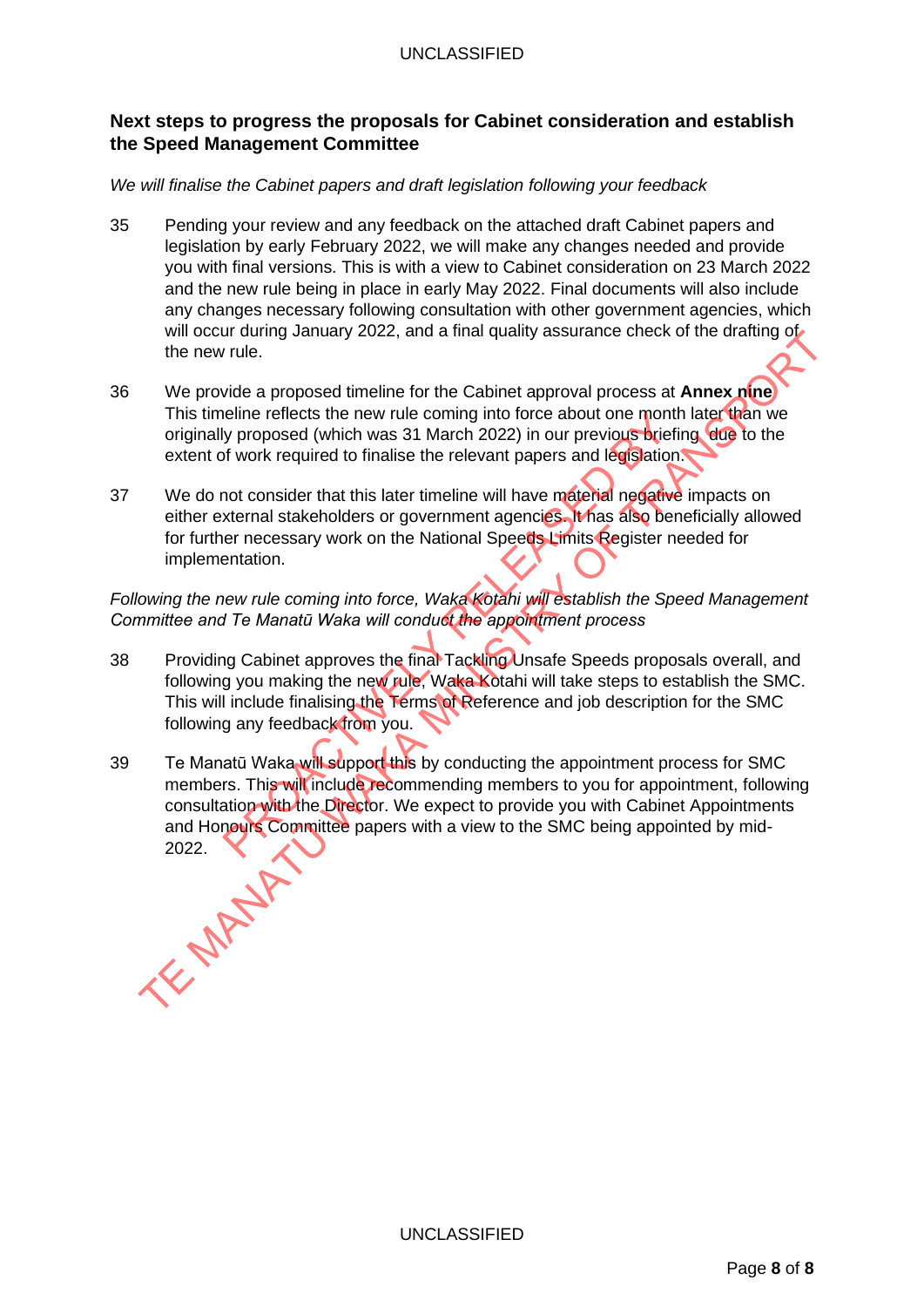## Next steps to progress the proposals for Cabinet consideration and establish the Speed Management Committee

*We will finalise the Cabinet papers and draft legislation following your feedback*

35 Pending your review and any feedback on the attached draft Cabinet papers and legislation by early February 2022, we will make any changes needed and provide you with final versions. This is with a view to Cabinet consideration on 23 March 2022 and the new rule being in place in early May 2022. Final documents will also include any changes necessary following consultation with other government agencies, which will occur during January 2022, and a final quality assurance check of the drafting of the new rule.

36 We provide a proposed timeline for the Cabinet approval process at **Annex nine**. This timeline reflects the new rule coming into force about one month later than we originally proposed (which was 31 March 2022) in our previous briefing, due to the extent of work required to finalise the relevant papers and legislation.

37 We do not consider that this later timeline will have material negative impacts on either external stakeholders or government agencies. It has also beneficially allowed for further necessary work on the National Speeds Limits Register needed for implementation.

*Following the new rule coming into force, Waka Kotahi will establish the Speed Management Committee and Te Manatū Waka will conduct the appointment process*

38 Providing Cabinet approves the final Tackling Unsafe Speeds proposals overall, and following you making the new rule, Waka Kotahi will take steps to establish the SMC. This will include finalising the Terms of Reference and job description for the SMC following any feedback from you.

39 Te Manatū Waka will support this by conducting the appointment process for SMC members. This will include recommending members to you for appointment, following consultation with the Director. We expect to provide you with Cabinet Appointments and Honours Committee papers with a view to the SMC being appointed by mid-2022.